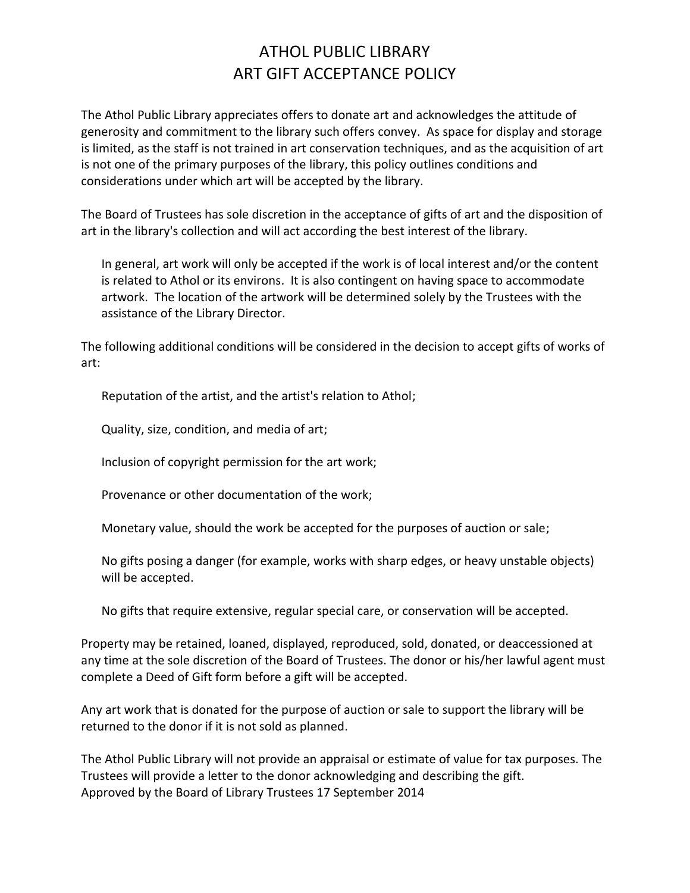# ATHOL PUBLIC LIBRARY
# ART GIFT ACCEPTANCE POLICY

The Athol Public Library appreciates offers to donate art and acknowledges the attitude of generosity and commitment to the library such offers convey. As space for display and storage is limited, as the staff is not trained in art conservation techniques, and as the acquisition of art is not one of the primary purposes of the library, this policy outlines conditions and considerations under which art will be accepted by the library.

The Board of Trustees has sole discretion in the acceptance of gifts of art and the disposition of art in the library's collection and will act according the best interest of the library.

> In general, art work will only be accepted if the work is of local interest and/or the content is related to Athol or its environs. It is also contingent on having space to accommodate artwork. The location of the artwork will be determined solely by the Trustees with the assistance of the Library Director.

The following additional conditions will be considered in the decision to accept gifts of works of art:

- Reputation of the artist, and the artist's relation to Athol;
- Quality, size, condition, and media of art;
- Inclusion of copyright permission for the art work;
- Provenance or other documentation of the work;
- Monetary value, should the work be accepted for the purposes of auction or sale;
- No gifts posing a danger (for example, works with sharp edges, or heavy unstable objects) will be accepted.
- No gifts that require extensive, regular special care, or conservation will be accepted.

Property may be retained, loaned, displayed, reproduced, sold, donated, or deaccessioned at any time at the sole discretion of the Board of Trustees. The donor or his/her lawful agent must complete a Deed of Gift form before a gift will be accepted.

Any art work that is donated for the purpose of auction or sale to support the library will be returned to the donor if it is not sold as planned.

The Athol Public Library will not provide an appraisal or estimate of value for tax purposes. The Trustees will provide a letter to the donor acknowledging and describing the gift.
Approved by the Board of Library Trustees 17 September 2014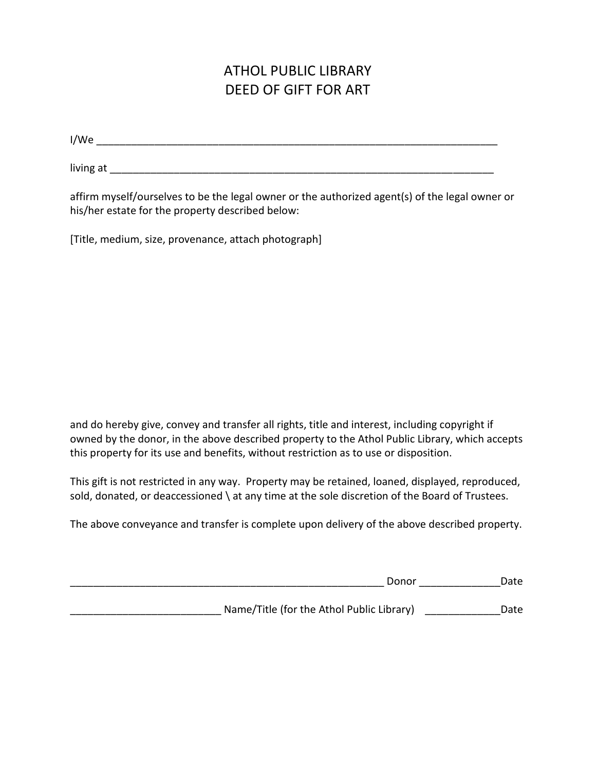# ATHOL PUBLIC LIBRARY
# DEED OF GIFT FOR ART

I/We ______________________________________________________________________

living at ____________________________________________________________________

affirm myself/ourselves to be the legal owner or the authorized agent(s) of the legal owner or his/her estate for the property described below:

[Title, medium, size, provenance, attach photograph]

and do hereby give, convey and transfer all rights, title and interest, including copyright if owned by the donor, in the above described property to the Athol Public Library, which accepts this property for its use and benefits, without restriction as to use or disposition.

This gift is not restricted in any way. Property may be retained, loaned, displayed, reproduced, sold, donated, or deaccessioned \ at any time at the sole discretion of the Board of Trustees.

The above conveyance and transfer is complete upon delivery of the above described property.

_________________________________________________________ Donor ______________Date

__________________________ Name/Title (for the Athol Public Library) _____________Date